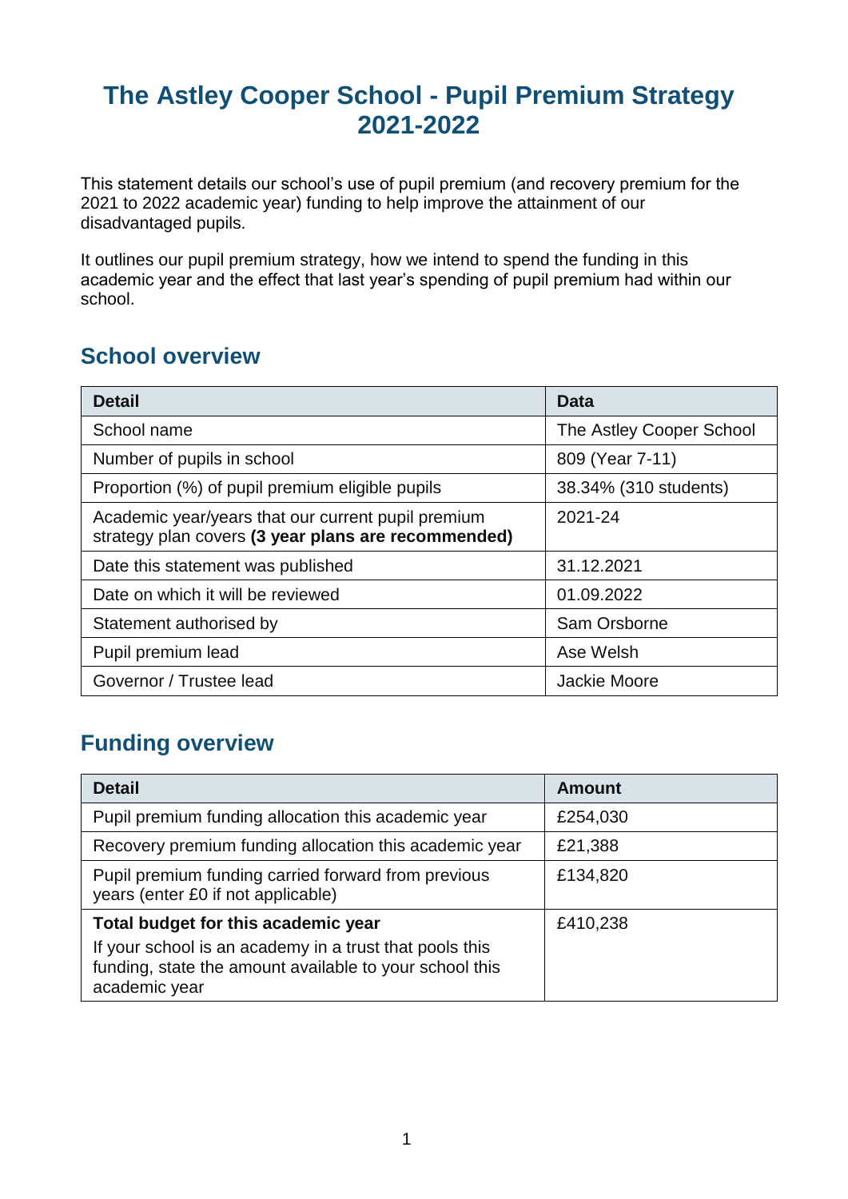# The Astley Cooper School - Pupil Premium Strategy 2021-2022

This statement details our school's use of pupil premium (and recovery premium for the 2021 to 2022 academic year) funding to help improve the attainment of our disadvantaged pupils.

It outlines our pupil premium strategy, how we intend to spend the funding in this academic year and the effect that last year's spending of pupil premium had within our school.

## School overview

| Detail | Data |
|---|---|
| School name | The Astley Cooper School |
| Number of pupils in school | 809 (Year 7-11) |
| Proportion (%) of pupil premium eligible pupils | 38.34% (310 students) |
| Academic year/years that our current pupil premium strategy plan covers **(3 year plans are recommended)** | 2021-24 |
| Date this statement was published | 31.12.2021 |
| Date on which it will be reviewed | 01.09.2022 |
| Statement authorised by | Sam Orsborne |
| Pupil premium lead | Ase Welsh |
| Governor / Trustee lead | Jackie Moore |

## Funding overview

| Detail | Amount |
|---|---|
| Pupil premium funding allocation this academic year | £254,030 |
| Recovery premium funding allocation this academic year | £21,388 |
| Pupil premium funding carried forward from previous years (enter £0 if not applicable) | £134,820 |
| **Total budget for this academic year** If your school is an academy in a trust that pools this funding, state the amount available to your school this academic year | £410,238 |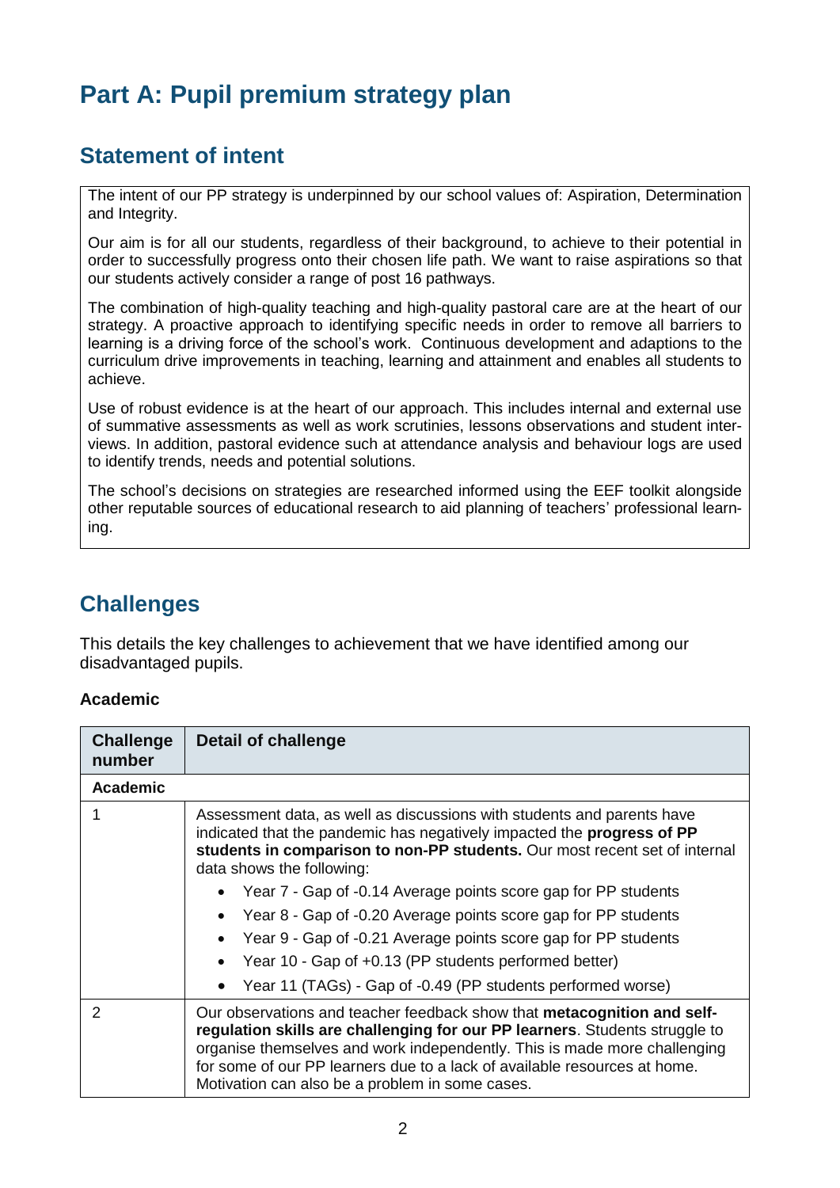# Part A: Pupil premium strategy plan

## Statement of intent

The intent of our PP strategy is underpinned by our school values of: Aspiration, Determination and Integrity.

Our aim is for all our students, regardless of their background, to achieve to their potential in order to successfully progress onto their chosen life path. We want to raise aspirations so that our students actively consider a range of post 16 pathways.

The combination of high-quality teaching and high-quality pastoral care are at the heart of our strategy. A proactive approach to identifying specific needs in order to remove all barriers to learning is a driving force of the school's work. Continuous development and adaptions to the curriculum drive improvements in teaching, learning and attainment and enables all students to achieve.

Use of robust evidence is at the heart of our approach. This includes internal and external use of summative assessments as well as work scrutinies, lessons observations and student interviews. In addition, pastoral evidence such at attendance analysis and behaviour logs are used to identify trends, needs and potential solutions.

The school's decisions on strategies are researched informed using the EEF toolkit alongside other reputable sources of educational research to aid planning of teachers' professional learning.

## Challenges

This details the key challenges to achievement that we have identified among our disadvantaged pupils.

**Academic**

| Challenge number | Detail of challenge |
|---|---|
| **Academic** | |
| 1 | Assessment data, as well as discussions with students and parents have indicated that the pandemic has negatively impacted the **progress of PP students in comparison to non-PP students.** Our most recent set of internal data shows the following:<br>• Year 7 - Gap of -0.14 Average points score gap for PP students<br>• Year 8 - Gap of -0.20 Average points score gap for PP students<br>• Year 9 - Gap of -0.21 Average points score gap for PP students<br>• Year 10 - Gap of +0.13 (PP students performed better)<br>• Year 11 (TAGs) - Gap of -0.49 (PP students performed worse) |
| 2 | Our observations and teacher feedback show that **metacognition and self-regulation skills are challenging for our PP learners**. Students struggle to organise themselves and work independently. This is made more challenging for some of our PP learners due to a lack of available resources at home. Motivation can also be a problem in some cases. |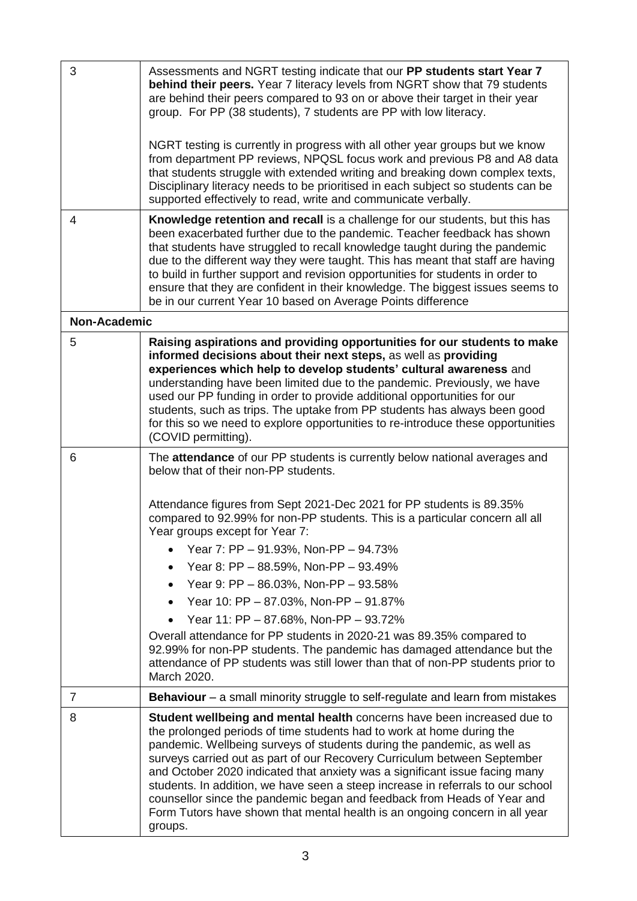| | |
|---|---|
| 3 | Assessments and NGRT testing indicate that our **PP students start Year 7 behind their peers.** Year 7 literacy levels from NGRT show that 79 students are behind their peers compared to 93 on or above their target in their year group. For PP (38 students), 7 students are PP with low literacy.<br><br>NGRT testing is currently in progress with all other year groups but we know from department PP reviews, NPQSL focus work and previous P8 and A8 data that students struggle with extended writing and breaking down complex texts, Disciplinary literacy needs to be prioritised in each subject so students can be supported effectively to read, write and communicate verbally. |
| 4 | **Knowledge retention and recall** is a challenge for our students, but this has been exacerbated further due to the pandemic. Teacher feedback has shown that students have struggled to recall knowledge taught during the pandemic due to the different way they were taught. This has meant that staff are having to build in further support and revision opportunities for students in order to ensure that they are confident in their knowledge. The biggest issues seems to be in our current Year 10 based on Average Points difference |
| **Non-Academic** | |
| 5 | **Raising aspirations and providing opportunities for our students to make informed decisions about their next steps,** as well as **providing experiences which help to develop students' cultural awareness** and understanding have been limited due to the pandemic. Previously, we have used our PP funding in order to provide additional opportunities for our students, such as trips. The uptake from PP students has always been good for this so we need to explore opportunities to re-introduce these opportunities (COVID permitting). |
| 6 | The **attendance** of our PP students is currently below national averages and below that of their non-PP students.<br><br>Attendance figures from Sept 2021-Dec 2021 for PP students is 89.35% compared to 92.99% for non-PP students. This is a particular concern all all Year groups except for Year 7:<br>• Year 7: PP – 91.93%, Non-PP – 94.73%<br>• Year 8: PP – 88.59%, Non-PP – 93.49%<br>• Year 9: PP – 86.03%, Non-PP – 93.58%<br>• Year 10: PP – 87.03%, Non-PP – 91.87%<br>• Year 11: PP – 87.68%, Non-PP – 93.72%<br>Overall attendance for PP students in 2020-21 was 89.35% compared to 92.99% for non-PP students. The pandemic has damaged attendance but the attendance of PP students was still lower than that of non-PP students prior to March 2020. |
| 7 | **Behaviour** – a small minority struggle to self-regulate and learn from mistakes |
| 8 | **Student wellbeing and mental health** concerns have been increased due to the prolonged periods of time students had to work at home during the pandemic. Wellbeing surveys of students during the pandemic, as well as surveys carried out as part of our Recovery Curriculum between September and October 2020 indicated that anxiety was a significant issue facing many students. In addition, we have seen a steep increase in referrals to our school counsellor since the pandemic began and feedback from Heads of Year and Form Tutors have shown that mental health is an ongoing concern in all year groups. |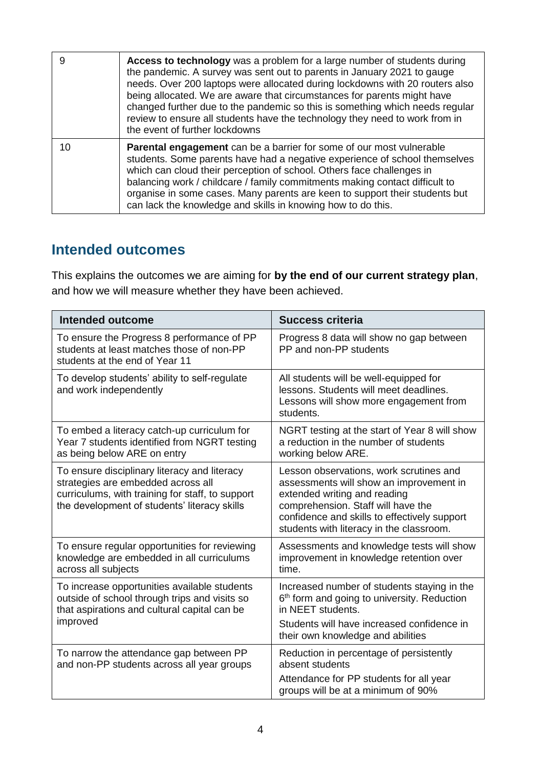| 9 | **Access to technology** was a problem for a large number of students during the pandemic. A survey was sent out to parents in January 2021 to gauge needs. Over 200 laptops were allocated during lockdowns with 20 routers also being allocated. We are aware that circumstances for parents might have changed further due to the pandemic so this is something which needs regular review to ensure all students have the technology they need to work from in the event of further lockdowns |
|---|---|
| 10 | **Parental engagement** can be a barrier for some of our most vulnerable students. Some parents have had a negative experience of school themselves which can cloud their perception of school. Others face challenges in balancing work / childcare / family commitments making contact difficult to organise in some cases. Many parents are keen to support their students but can lack the knowledge and skills in knowing how to do this. |

## Intended outcomes

This explains the outcomes we are aiming for **by the end of our current strategy plan**, and how we will measure whether they have been achieved.

| Intended outcome | Success criteria |
|---|---|
| To ensure the Progress 8 performance of PP students at least matches those of non-PP students at the end of Year 11 | Progress 8 data will show no gap between PP and non-PP students |
| To develop students' ability to self-regulate and work independently | All students will be well-equipped for lessons. Students will meet deadlines. Lessons will show more engagement from students. |
| To embed a literacy catch-up curriculum for Year 7 students identified from NGRT testing as being below ARE on entry | NGRT testing at the start of Year 8 will show a reduction in the number of students working below ARE. |
| To ensure disciplinary literacy and literacy strategies are embedded across all curriculums, with training for staff, to support the development of students' literacy skills | Lesson observations, work scrutines and assessments will show an improvement in extended writing and reading comprehension. Staff will have the confidence and skills to effectively support students with literacy in the classroom. |
| To ensure regular opportunities for reviewing knowledge are embedded in all curriculums across all subjects | Assessments and knowledge tests will show improvement in knowledge retention over time. |
| To increase opportunities available students outside of school through trips and visits so that aspirations and cultural capital can be improved | Increased number of students staying in the 6th form and going to university. Reduction in NEET students.<br><br>Students will have increased confidence in their own knowledge and abilities |
| To narrow the attendance gap between PP and non-PP students across all year groups | Reduction in percentage of persistently absent students<br><br>Attendance for PP students for all year groups will be at a minimum of 90% |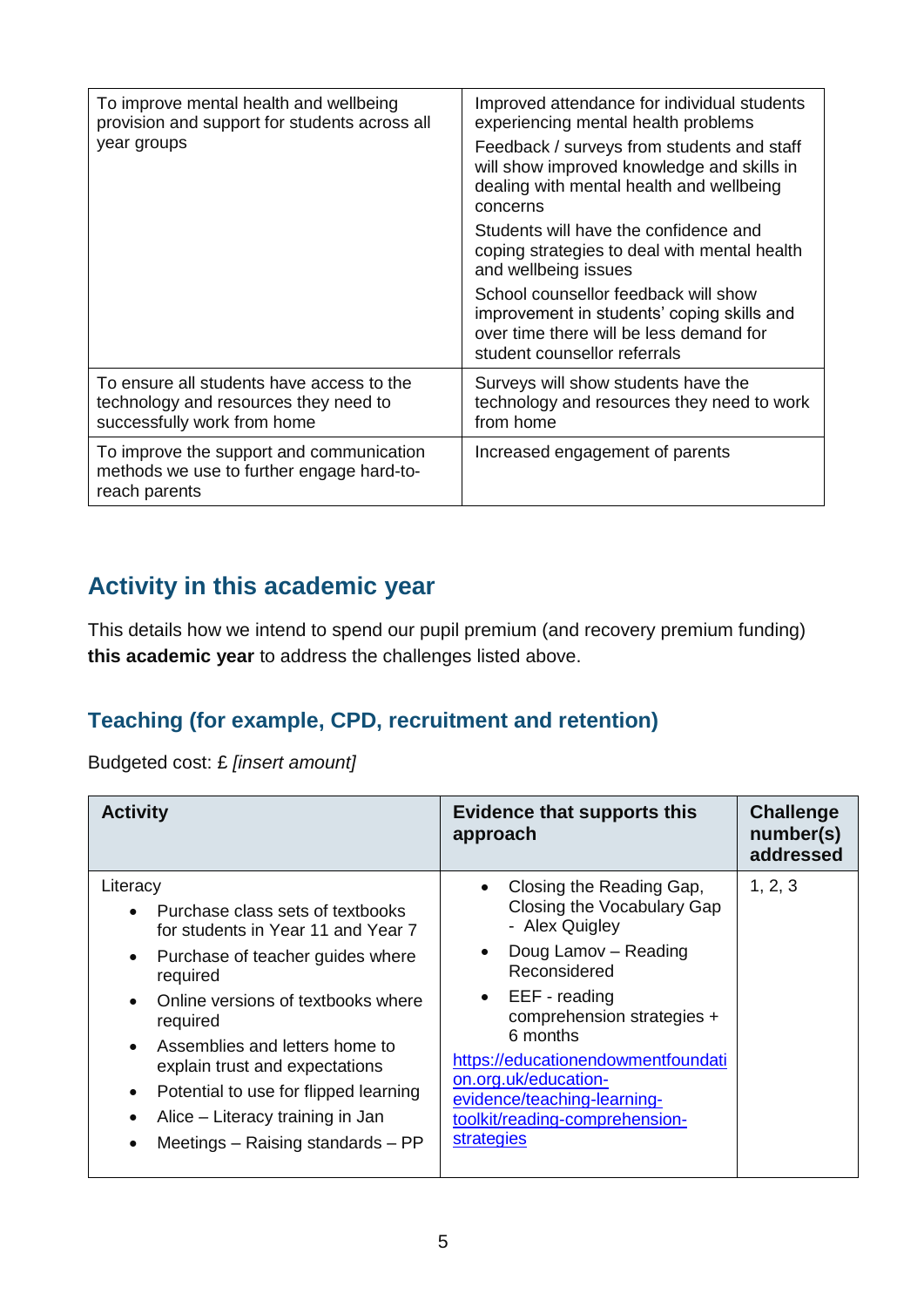| | |
|---|---|
| To improve mental health and wellbeing provision and support for students across all year groups | Improved attendance for individual students experiencing mental health problems<br>Feedback / surveys from students and staff will show improved knowledge and skills in dealing with mental health and wellbeing concerns<br>Students will have the confidence and coping strategies to deal with mental health and wellbeing issues<br>School counsellor feedback will show improvement in students' coping skills and over time there will be less demand for student counsellor referrals |
| To ensure all students have access to the technology and resources they need to successfully work from home | Surveys will show students have the technology and resources they need to work from home |
| To improve the support and communication methods we use to further engage hard-to-reach parents | Increased engagement of parents |

## Activity in this academic year

This details how we intend to spend our pupil premium (and recovery premium funding) **this academic year** to address the challenges listed above.

### Teaching (for example, CPD, recruitment and retention)

Budgeted cost: £ *[insert amount]*

| Activity | Evidence that supports this approach | Challenge number(s) addressed |
|---|---|---|
| Literacy<br>• Purchase class sets of textbooks for students in Year 11 and Year 7<br>• Purchase of teacher guides where required<br>• Online versions of textbooks where required<br>• Assemblies and letters home to explain trust and expectations<br>• Potential to use for flipped learning<br>• Alice – Literacy training in Jan<br>• Meetings – Raising standards – PP | • Closing the Reading Gap, Closing the Vocabulary Gap - Alex Quigley<br>• Doug Lamov – Reading Reconsidered<br>• EEF - reading comprehension strategies + 6 months<br>https://educationendowmentfoundation.org.uk/education-evidence/teaching-learning-toolkit/reading-comprehension-strategies | 1, 2, 3 |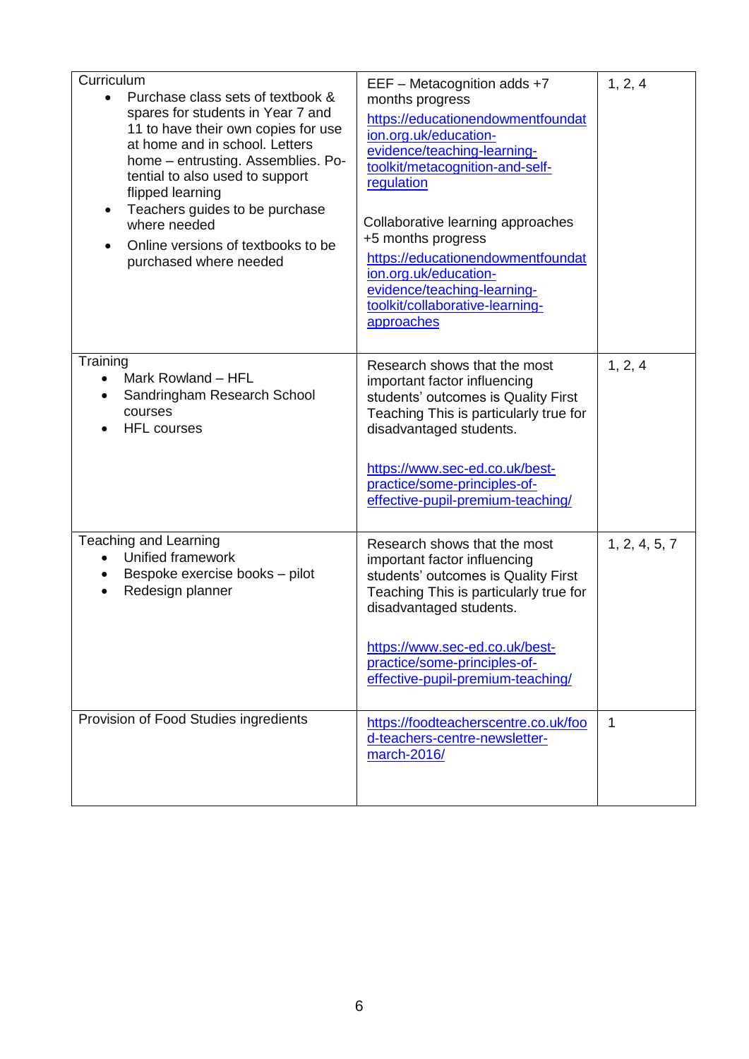| | | |
|---|---|---|
| Curriculum<br>• Purchase class sets of textbook & spares for students in Year 7 and 11 to have their own copies for use at home and in school. Letters home – entrusting. Assemblies. Potential to also used to support flipped learning<br>• Teachers guides to be purchase where needed<br>• Online versions of textbooks to be purchased where needed | EEF – Metacognition adds +7 months progress<br>https://educationendowmentfoundation.org.uk/education-evidence/teaching-learning-toolkit/metacognition-and-self-regulation<br><br>Collaborative learning approaches +5 months progress<br>https://educationendowmentfoundation.org.uk/education-evidence/teaching-learning-toolkit/collaborative-learning-approaches | 1, 2, 4 |
| Training<br>• Mark Rowland – HFL<br>• Sandringham Research School courses<br>• HFL courses | Research shows that the most important factor influencing students' outcomes is Quality First Teaching This is particularly true for disadvantaged students.<br><br>https://www.sec-ed.co.uk/best-practice/some-principles-of-effective-pupil-premium-teaching/ | 1, 2, 4 |
| Teaching and Learning<br>• Unified framework<br>• Bespoke exercise books – pilot<br>• Redesign planner | Research shows that the most important factor influencing students' outcomes is Quality First Teaching This is particularly true for disadvantaged students.<br><br>https://www.sec-ed.co.uk/best-practice/some-principles-of-effective-pupil-premium-teaching/ | 1, 2, 4, 5, 7 |
| Provision of Food Studies ingredients | https://foodteacherscentre.co.uk/food-teachers-centre-newsletter-march-2016/ | 1 |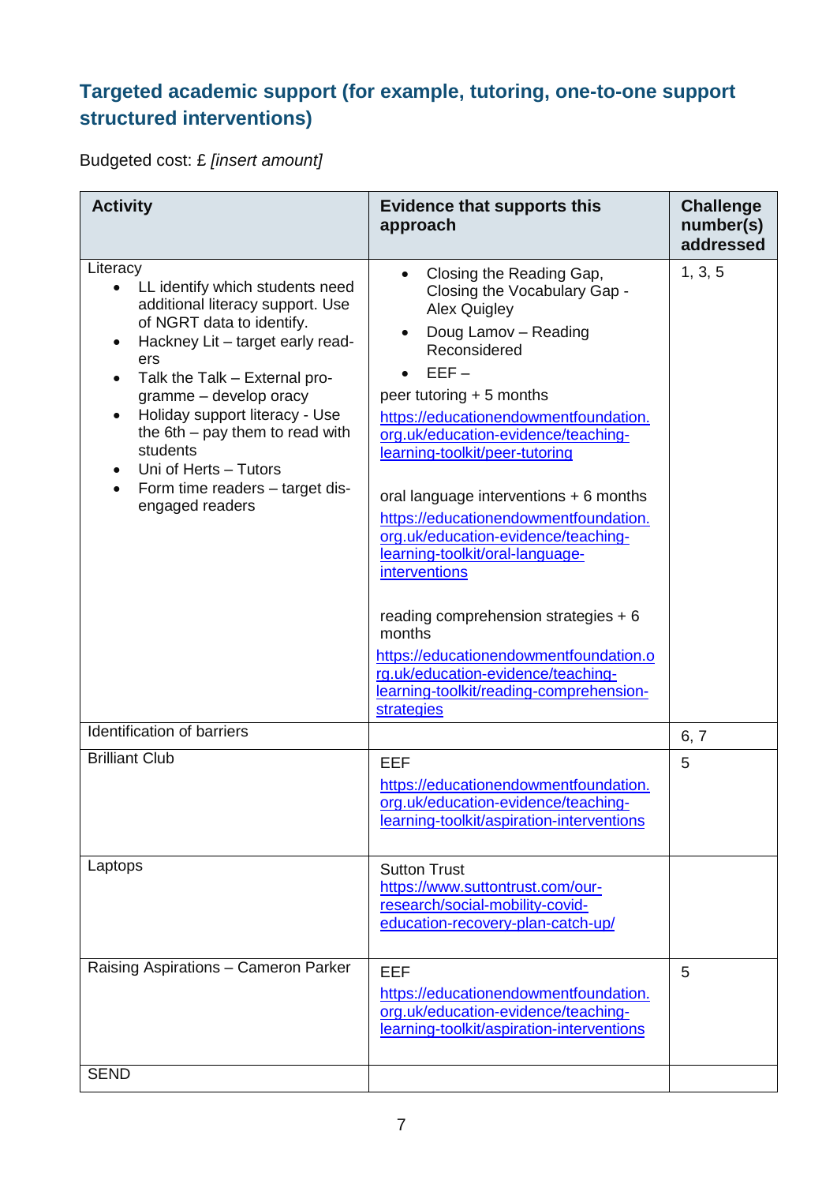## Targeted academic support (for example, tutoring, one-to-one support structured interventions)

Budgeted cost: £ *[insert amount]*

| Activity | Evidence that supports this approach | Challenge number(s) addressed |
|---|---|---|
| Literacy<br>• LL identify which students need additional literacy support. Use of NGRT data to identify.<br>• Hackney Lit – target early readers<br>• Talk the Talk – External programme – develop oracy<br>• Holiday support literacy - Use the 6th – pay them to read with students<br>• Uni of Herts – Tutors<br>• Form time readers – target disengaged readers | • Closing the Reading Gap, Closing the Vocabulary Gap - Alex Quigley<br>• Doug Lamov – Reading Reconsidered<br>• EEF –<br>peer tutoring + 5 months<br>https://educationendowmentfoundation.org.uk/education-evidence/teaching-learning-toolkit/peer-tutoring<br><br>oral language interventions + 6 months<br>https://educationendowmentfoundation.org.uk/education-evidence/teaching-learning-toolkit/oral-language-interventions<br><br>reading comprehension strategies + 6 months<br>https://educationendowmentfoundation.org.uk/education-evidence/teaching-learning-toolkit/reading-comprehension-strategies | 1, 3, 5 |
| Identification of barriers | | 6, 7 |
| Brilliant Club | EEF<br>https://educationendowmentfoundation.org.uk/education-evidence/teaching-learning-toolkit/aspiration-interventions | 5 |
| Laptops | Sutton Trust<br>https://www.suttontrust.com/our-research/social-mobility-covid-education-recovery-plan-catch-up/ | |
| Raising Aspirations – Cameron Parker | EEF<br>https://educationendowmentfoundation.org.uk/education-evidence/teaching-learning-toolkit/aspiration-interventions | 5 |
| SEND | | |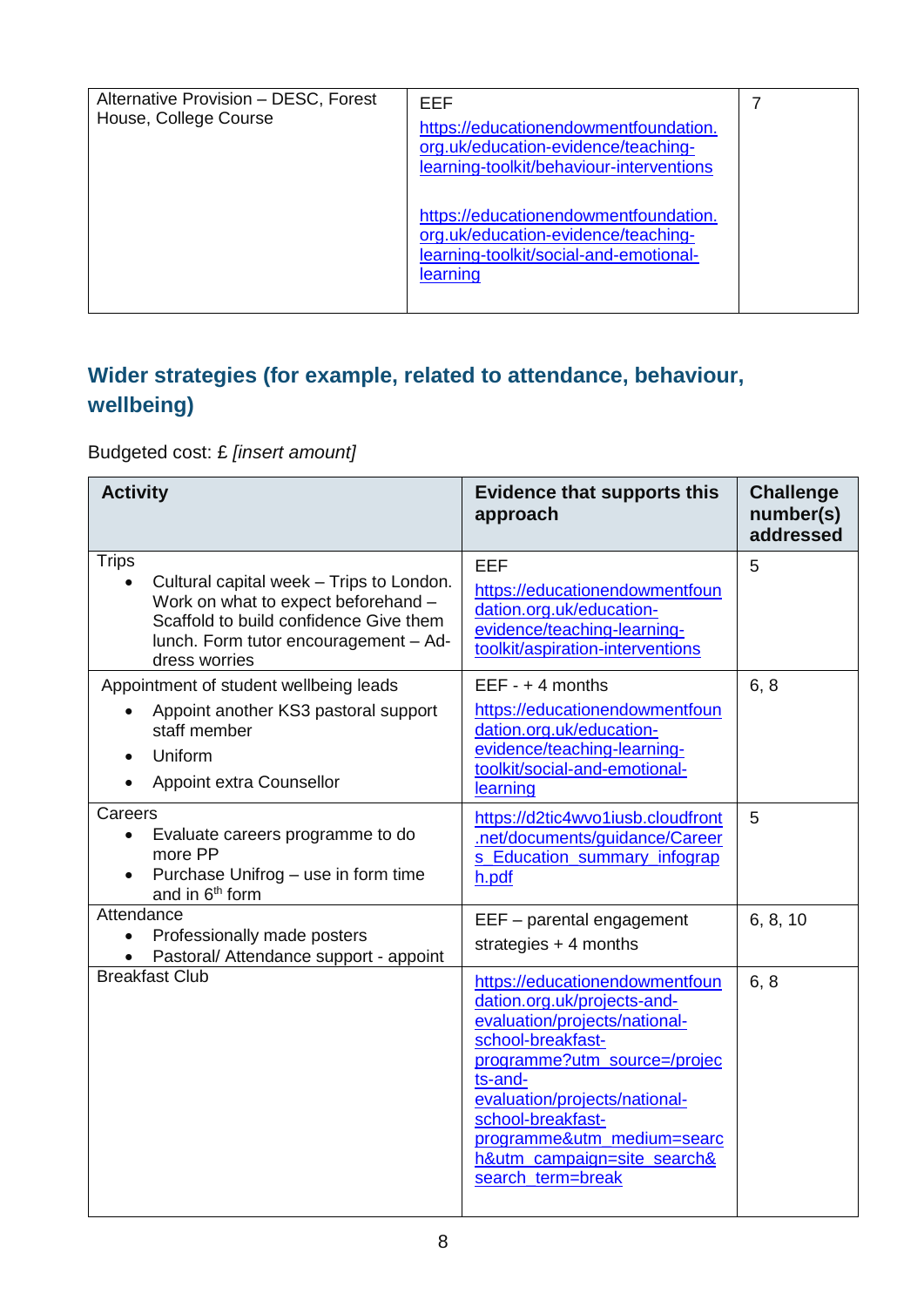| Alternative Provision – DESC, Forest House, College Course | EEF https://educationendowmentfoundation.org.uk/education-evidence/teaching-learning-toolkit/behaviour-interventions https://educationendowmentfoundation.org.uk/education-evidence/teaching-learning-toolkit/social-and-emotional-learning | 7 |
|---|---|---|

## Wider strategies (for example, related to attendance, behaviour, wellbeing)

Budgeted cost: £ *[insert amount]*

| Activity | Evidence that supports this approach | Challenge number(s) addressed |
|---|---|---|
| Trips<br>• Cultural capital week – Trips to London. Work on what to expect beforehand – Scaffold to build confidence Give them lunch. Form tutor encouragement – Address worries | EEF https://educationendowmentfoundation.org.uk/education-evidence/teaching-learning-toolkit/aspiration-interventions | 5 |
| Appointment of student wellbeing leads<br>• Appoint another KS3 pastoral support staff member<br>• Uniform<br>• Appoint extra Counsellor | EEF - + 4 months https://educationendowmentfoundation.org.uk/education-evidence/teaching-learning-toolkit/social-and-emotional-learning | 6, 8 |
| Careers<br>• Evaluate careers programme to do more PP<br>• Purchase Unifrog – use in form time and in 6th form | https://d2tic4wvo1iusb.cloudfront.net/documents/guidance/Careers_Education_summary_infograph.pdf | 5 |
| Attendance<br>• Professionally made posters<br>• Pastoral/ Attendance support - appoint | EEF – parental engagement strategies + 4 months | 6, 8, 10 |
| Breakfast Club | https://educationendowmentfoundation.org.uk/projects-and-evaluation/projects/national-school-breakfast-programme?utm_source=/projects-and-evaluation/projects/national-school-breakfast-programme&utm_medium=search&utm_campaign=site_search&search_term=break | 6, 8 |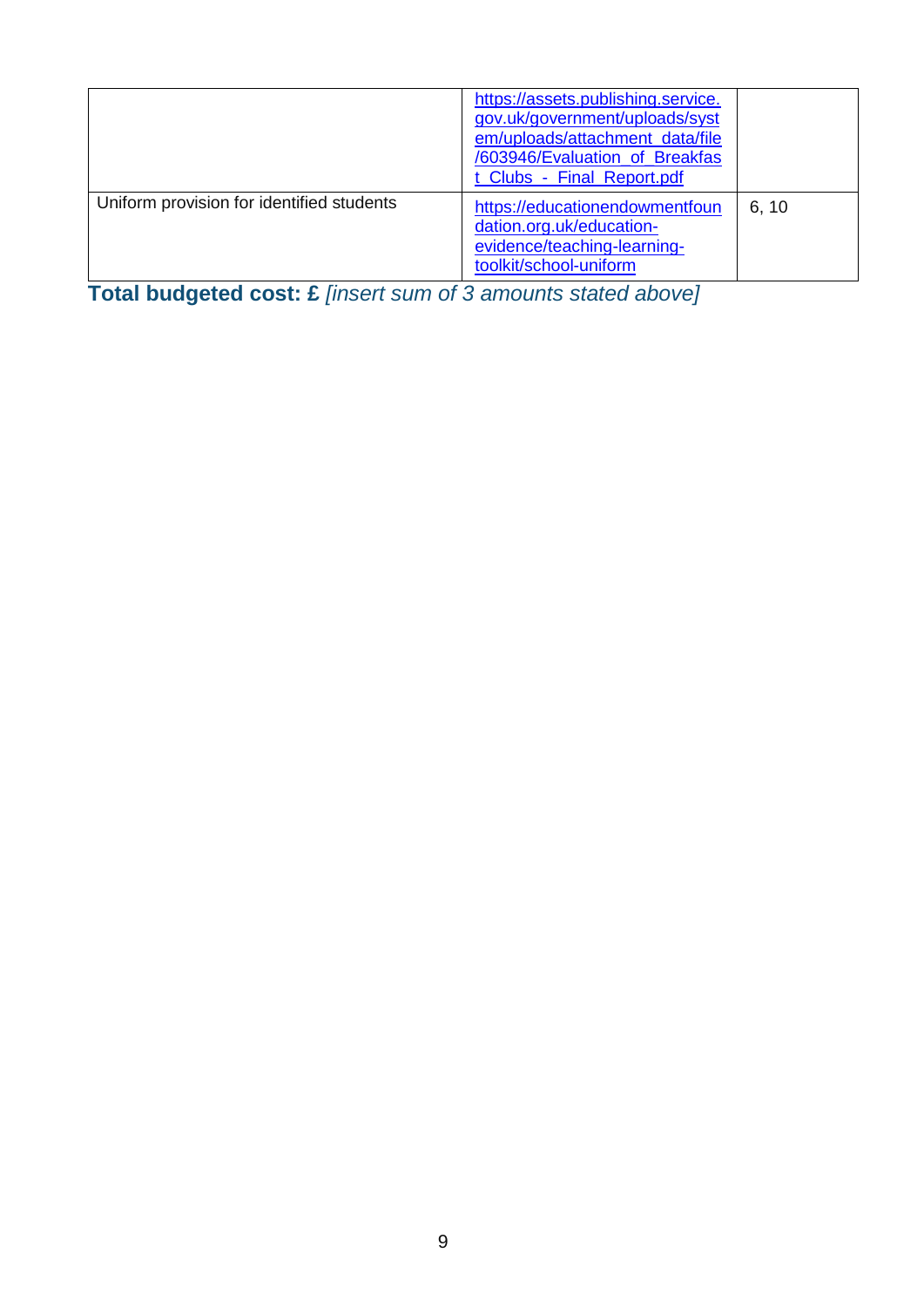| | | |
|---|---|---|
| | https://assets.publishing.service.gov.uk/government/uploads/system/uploads/attachment_data/file/603946/Evaluation_of_Breakfast_Clubs_-_Final_Report.pdf | |
| Uniform provision for identified students | https://educationendowmentfoundation.org.uk/education-evidence/teaching-learning-toolkit/school-uniform | 6, 10 |

**Total budgeted cost: £** *[insert sum of 3 amounts stated above]*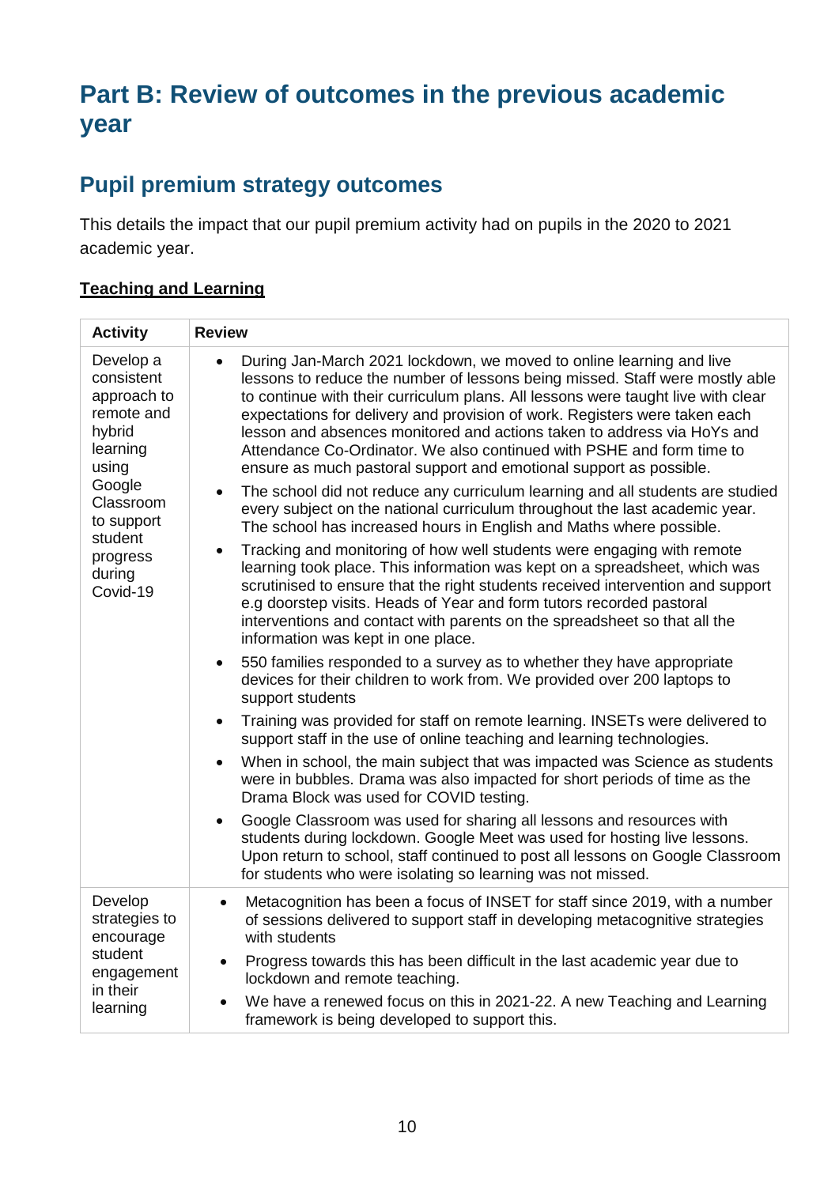# Part B: Review of outcomes in the previous academic year

## Pupil premium strategy outcomes

This details the impact that our pupil premium activity had on pupils in the 2020 to 2021 academic year.

**Teaching and Learning**

| Activity | Review |
|---|---|
| Develop a consistent approach to remote and hybrid learning using Google Classroom to support student progress during Covid-19 | • During Jan-March 2021 lockdown, we moved to online learning and live lessons to reduce the number of lessons being missed. Staff were mostly able to continue with their curriculum plans. All lessons were taught live with clear expectations for delivery and provision of work. Registers were taken each lesson and absences monitored and actions taken to address via HoYs and Attendance Co-Ordinator. We also continued with PSHE and form time to ensure as much pastoral support and emotional support as possible.<br>• The school did not reduce any curriculum learning and all students are studied every subject on the national curriculum throughout the last academic year. The school has increased hours in English and Maths where possible.<br>• Tracking and monitoring of how well students were engaging with remote learning took place. This information was kept on a spreadsheet, which was scrutinised to ensure that the right students received intervention and support e.g doorstep visits. Heads of Year and form tutors recorded pastoral interventions and contact with parents on the spreadsheet so that all the information was kept in one place.<br>• 550 families responded to a survey as to whether they have appropriate devices for their children to work from. We provided over 200 laptops to support students<br>• Training was provided for staff on remote learning. INSETs were delivered to support staff in the use of online teaching and learning technologies.<br>• When in school, the main subject that was impacted was Science as students were in bubbles. Drama was also impacted for short periods of time as the Drama Block was used for COVID testing.<br>• Google Classroom was used for sharing all lessons and resources with students during lockdown. Google Meet was used for hosting live lessons. Upon return to school, staff continued to post all lessons on Google Classroom for students who were isolating so learning was not missed. |
| Develop strategies to encourage student engagement in their learning | • Metacognition has been a focus of INSET for staff since 2019, with a number of sessions delivered to support staff in developing metacognitive strategies with students<br>• Progress towards this has been difficult in the last academic year due to lockdown and remote teaching.<br>• We have a renewed focus on this in 2021-22. A new Teaching and Learning framework is being developed to support this. |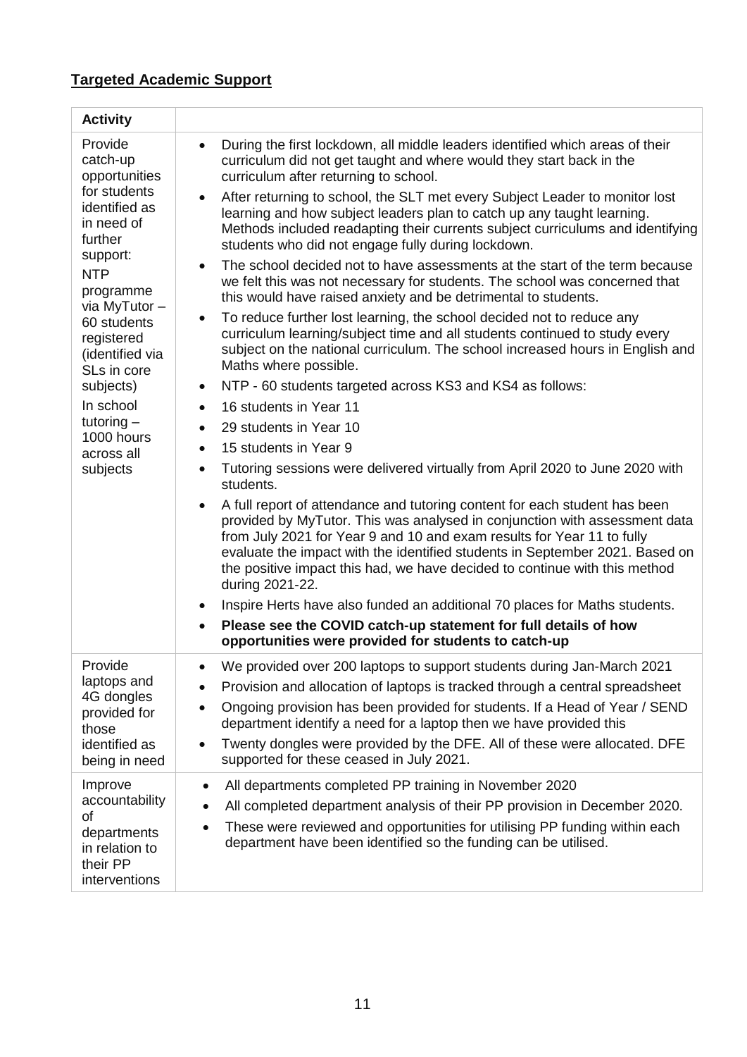## **Targeted Academic Support**

| **Activity** | |
|---|---|
| Provide catch-up opportunities for students identified as in need of further support:<br>NTP programme via MyTutor – 60 students registered (identified via SLs in core subjects)<br>In school tutoring – 1000 hours across all subjects | • During the first lockdown, all middle leaders identified which areas of their curriculum did not get taught and where would they start back in the curriculum after returning to school.<br>• After returning to school, the SLT met every Subject Leader to monitor lost learning and how subject leaders plan to catch up any taught learning. Methods included readapting their currents subject curriculums and identifying students who did not engage fully during lockdown.<br>• The school decided not to have assessments at the start of the term because we felt this was not necessary for students. The school was concerned that this would have raised anxiety and be detrimental to students.<br>• To reduce further lost learning, the school decided not to reduce any curriculum learning/subject time and all students continued to study every subject on the national curriculum. The school increased hours in English and Maths where possible.<br>• NTP - 60 students targeted across KS3 and KS4 as follows:<br>• 16 students in Year 11<br>• 29 students in Year 10<br>• 15 students in Year 9<br>• Tutoring sessions were delivered virtually from April 2020 to June 2020 with students.<br>• A full report of attendance and tutoring content for each student has been provided by MyTutor. This was analysed in conjunction with assessment data from July 2021 for Year 9 and 10 and exam results for Year 11 to fully evaluate the impact with the identified students in September 2021. Based on the positive impact this had, we have decided to continue with this method during 2021-22.<br>• Inspire Herts have also funded an additional 70 places for Maths students.<br>• **Please see the COVID catch-up statement for full details of how opportunities were provided for students to catch-up** |
| Provide laptops and 4G dongles provided for those identified as being in need | • We provided over 200 laptops to support students during Jan-March 2021<br>• Provision and allocation of laptops is tracked through a central spreadsheet<br>• Ongoing provision has been provided for students. If a Head of Year / SEND department identify a need for a laptop then we have provided this<br>• Twenty dongles were provided by the DFE. All of these were allocated. DFE supported for these ceased in July 2021. |
| Improve accountability of departments in relation to their PP interventions | • All departments completed PP training in November 2020<br>• All completed department analysis of their PP provision in December 2020.<br>• These were reviewed and opportunities for utilising PP funding within each department have been identified so the funding can be utilised. |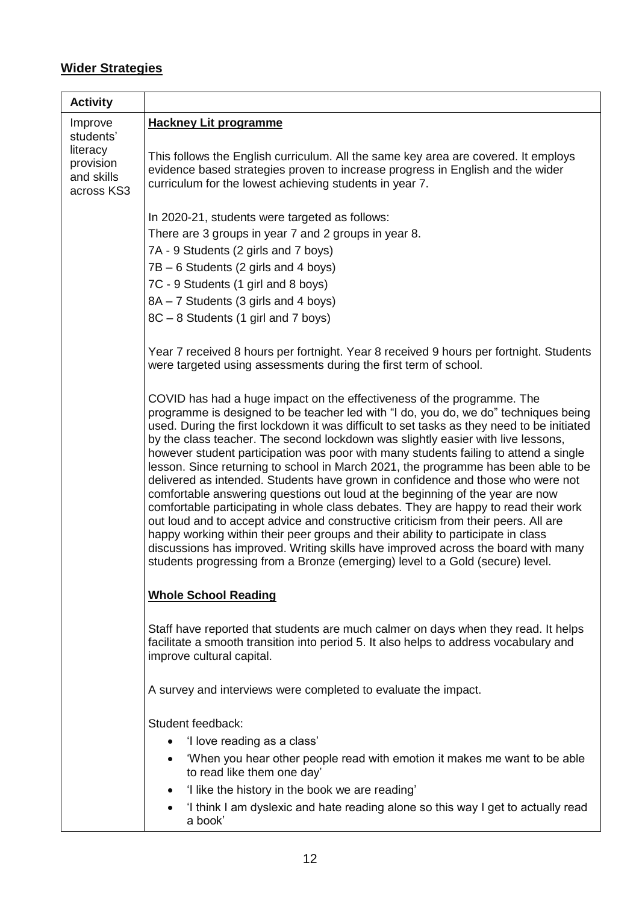## **Wider Strategies**

| **Activity** | |
|---|---|
| Improve students' literacy provision and skills across KS3 | **Hackney Lit programme**<br><br>This follows the English curriculum. All the same key area are covered. It employs evidence based strategies proven to increase progress in English and the wider curriculum for the lowest achieving students in year 7.<br><br>In 2020-21, students were targeted as follows:<br>There are 3 groups in year 7 and 2 groups in year 8.<br>7A - 9 Students (2 girls and 7 boys)<br>7B – 6 Students (2 girls and 4 boys)<br>7C - 9 Students (1 girl and 8 boys)<br>8A – 7 Students (3 girls and 4 boys)<br>8C – 8 Students (1 girl and 7 boys)<br><br>Year 7 received 8 hours per fortnight. Year 8 received 9 hours per fortnight. Students were targeted using assessments during the first term of school.<br><br>COVID has had a huge impact on the effectiveness of the programme. The programme is designed to be teacher led with "I do, you do, we do" techniques being used. During the first lockdown it was difficult to set tasks as they need to be initiated by the class teacher. The second lockdown was slightly easier with live lessons, however student participation was poor with many students failing to attend a single lesson. Since returning to school in March 2021, the programme has been able to be delivered as intended. Students have grown in confidence and those who were not comfortable answering questions out loud at the beginning of the year are now comfortable participating in whole class debates. They are happy to read their work out loud and to accept advice and constructive criticism from their peers. All are happy working within their peer groups and their ability to participate in class discussions has improved. Writing skills have improved across the board with many students progressing from a Bronze (emerging) level to a Gold (secure) level.<br><br>**Whole School Reading**<br><br>Staff have reported that students are much calmer on days when they read. It helps facilitate a smooth transition into period 5. It also helps to address vocabulary and improve cultural capital.<br><br>A survey and interviews were completed to evaluate the impact.<br><br>Student feedback:<br>• 'I love reading as a class'<br>• 'When you hear other people read with emotion it makes me want to be able to read like them one day'<br>• 'I like the history in the book we are reading'<br>• 'I think I am dyslexic and hate reading alone so this way I get to actually read a book' |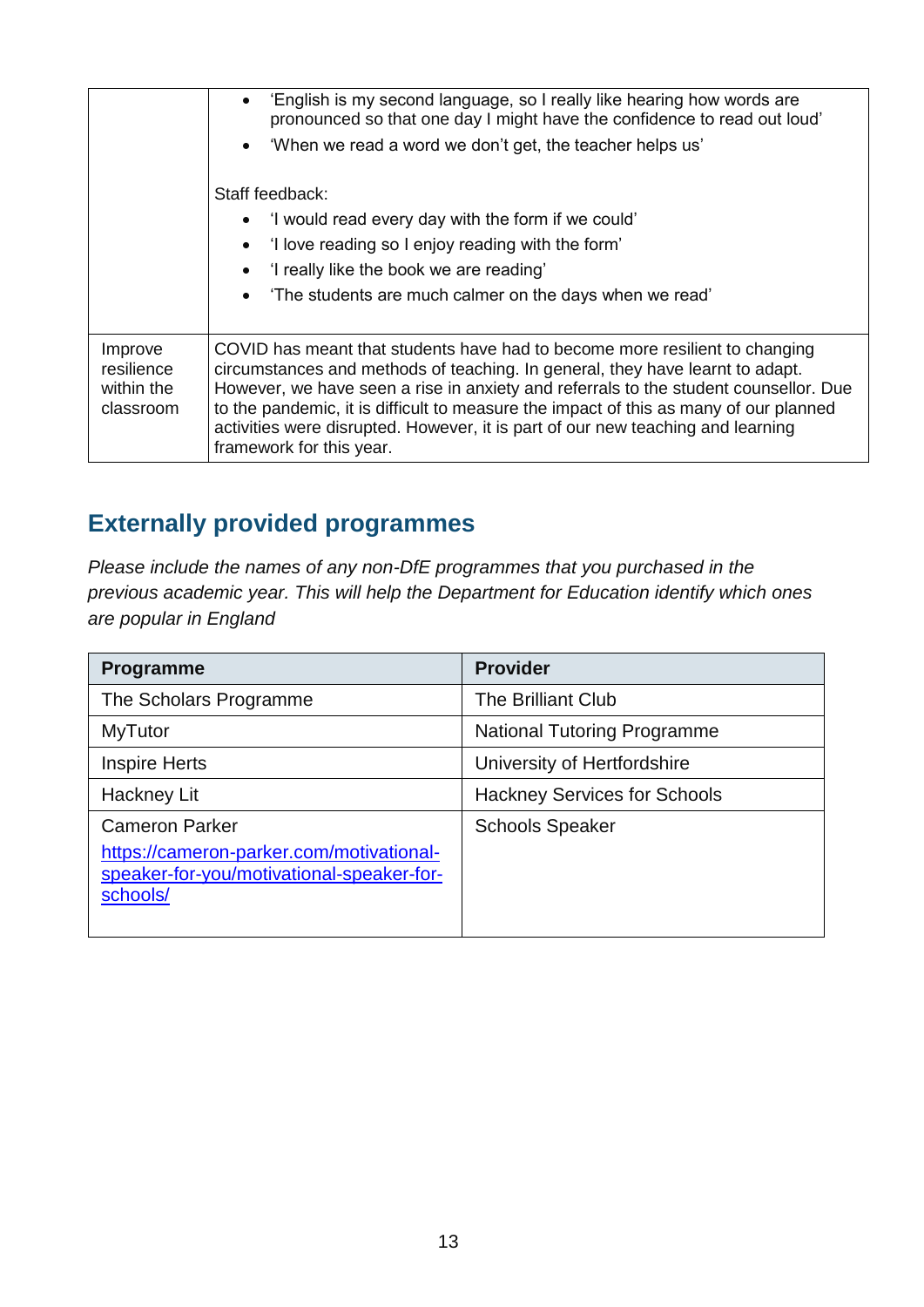| | |
|---|---|
| | • 'English is my second language, so I really like hearing how words are pronounced so that one day I might have the confidence to read out loud'<br>• 'When we read a word we don't get, the teacher helps us'<br><br>Staff feedback:<br>• 'I would read every day with the form if we could'<br>• 'I love reading so I enjoy reading with the form'<br>• 'I really like the book we are reading'<br>• 'The students are much calmer on the days when we read' |
| Improve resilience within the classroom | COVID has meant that students have had to become more resilient to changing circumstances and methods of teaching. In general, they have learnt to adapt. However, we have seen a rise in anxiety and referrals to the student counsellor. Due to the pandemic, it is difficult to measure the impact of this as many of our planned activities were disrupted. However, it is part of our new teaching and learning framework for this year. |

## Externally provided programmes

*Please include the names of any non-DfE programmes that you purchased in the previous academic year. This will help the Department for Education identify which ones are popular in England*

| Programme | Provider |
|---|---|
| The Scholars Programme | The Brilliant Club |
| MyTutor | National Tutoring Programme |
| Inspire Herts | University of Hertfordshire |
| Hackney Lit | Hackney Services for Schools |
| Cameron Parker<br>https://cameron-parker.com/motivational-speaker-for-you/motivational-speaker-for-schools/ | Schools Speaker |